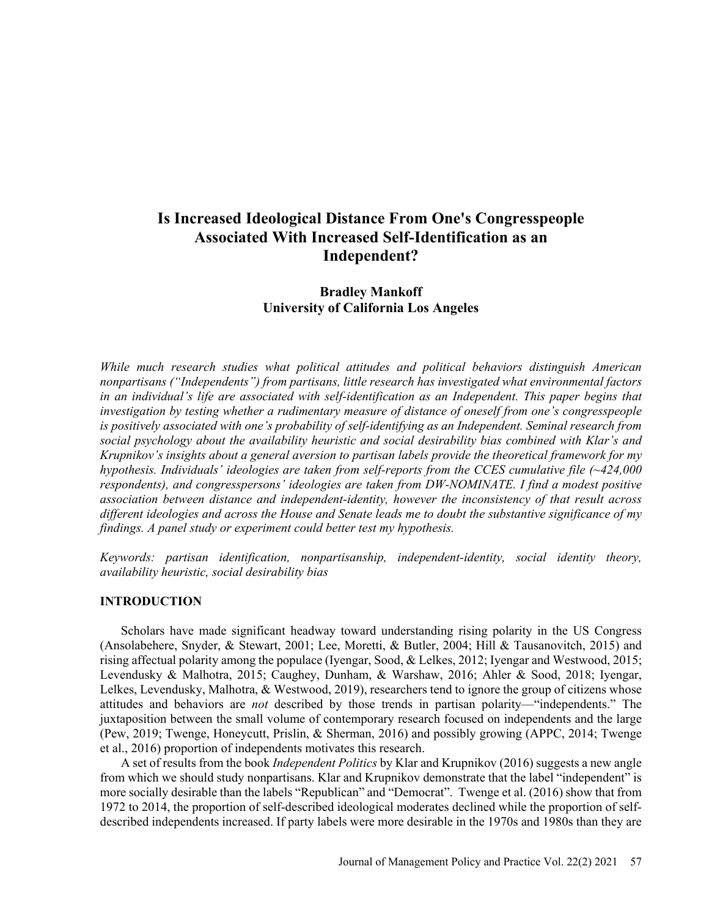# Is Increased Ideological Distance From One's Congresspeople Associated With Increased Self-Identification as an Independent?

**Bradley Mankoff**
**University of California Los Angeles**

*While much research studies what political attitudes and political behaviors distinguish American nonpartisans ("Independents") from partisans, little research has investigated what environmental factors in an individual's life are associated with self-identification as an Independent. This paper begins that investigation by testing whether a rudimentary measure of distance of oneself from one's congresspeople is positively associated with one's probability of self-identifying as an Independent. Seminal research from social psychology about the availability heuristic and social desirability bias combined with Klar's and Krupnikov's insights about a general aversion to partisan labels provide the theoretical framework for my hypothesis. Individuals' ideologies are taken from self-reports from the CCES cumulative file (~424,000 respondents), and congresspersons' ideologies are taken from DW-NOMINATE. I find a modest positive association between distance and independent-identity, however the inconsistency of that result across different ideologies and across the House and Senate leads me to doubt the substantive significance of my findings. A panel study or experiment could better test my hypothesis.*

*Keywords: partisan identification, nonpartisanship, independent-identity, social identity theory, availability heuristic, social desirability bias*

## INTRODUCTION

Scholars have made significant headway toward understanding rising polarity in the US Congress (Ansolabehere, Snyder, & Stewart, 2001; Lee, Moretti, & Butler, 2004; Hill & Tausanovitch, 2015) and rising affectual polarity among the populace (Iyengar, Sood, & Lelkes, 2012; Iyengar and Westwood, 2015; Levendusky & Malhotra, 2015; Caughey, Dunham, & Warshaw, 2016; Ahler & Sood, 2018; Iyengar, Lelkes, Levendusky, Malhotra, & Westwood, 2019), researchers tend to ignore the group of citizens whose attitudes and behaviors are *not* described by those trends in partisan polarity—"independents." The juxtaposition between the small volume of contemporary research focused on independents and the large (Pew, 2019; Twenge, Honeycutt, Prislin, & Sherman, 2016) and possibly growing (APPC, 2014; Twenge et al., 2016) proportion of independents motivates this research.

A set of results from the book *Independent Politics* by Klar and Krupnikov (2016) suggests a new angle from which we should study nonpartisans. Klar and Krupnikov demonstrate that the label "independent" is more socially desirable than the labels "Republican" and "Democrat". Twenge et al. (2016) show that from 1972 to 2014, the proportion of self-described ideological moderates declined while the proportion of self-described independents increased. If party labels were more desirable in the 1970s and 1980s than they are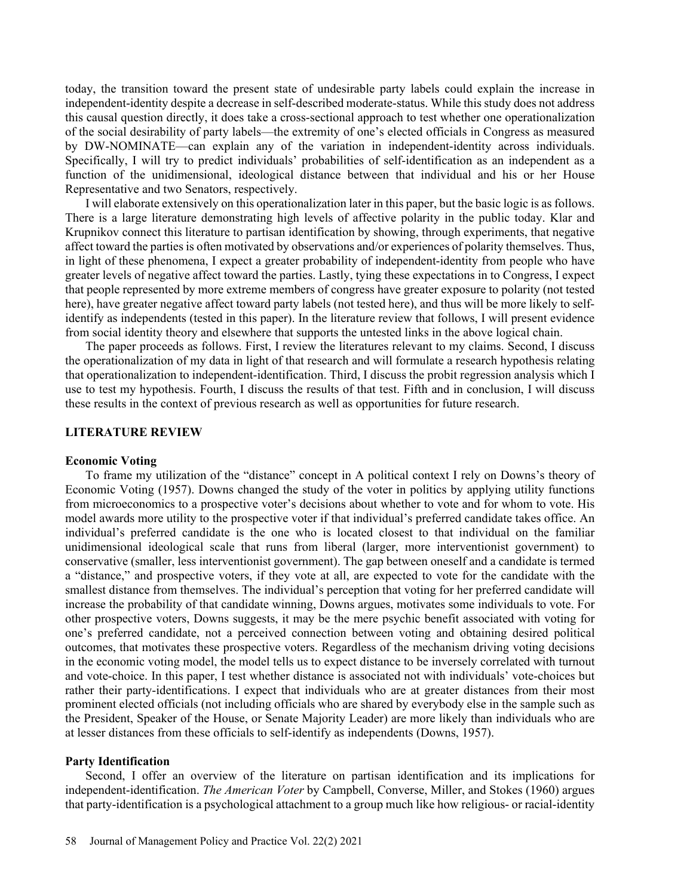today, the transition toward the present state of undesirable party labels could explain the increase in independent-identity despite a decrease in self-described moderate-status. While this study does not address this causal question directly, it does take a cross-sectional approach to test whether one operationalization of the social desirability of party labels—the extremity of one's elected officials in Congress as measured by DW-NOMINATE—can explain any of the variation in independent-identity across individuals. Specifically, I will try to predict individuals' probabilities of self-identification as an independent as a function of the unidimensional, ideological distance between that individual and his or her House Representative and two Senators, respectively.

I will elaborate extensively on this operationalization later in this paper, but the basic logic is as follows. There is a large literature demonstrating high levels of affective polarity in the public today. Klar and Krupnikov connect this literature to partisan identification by showing, through experiments, that negative affect toward the parties is often motivated by observations and/or experiences of polarity themselves. Thus, in light of these phenomena, I expect a greater probability of independent-identity from people who have greater levels of negative affect toward the parties. Lastly, tying these expectations in to Congress, I expect that people represented by more extreme members of congress have greater exposure to polarity (not tested here), have greater negative affect toward party labels (not tested here), and thus will be more likely to self-identify as independents (tested in this paper). In the literature review that follows, I will present evidence from social identity theory and elsewhere that supports the untested links in the above logical chain.

The paper proceeds as follows. First, I review the literatures relevant to my claims. Second, I discuss the operationalization of my data in light of that research and will formulate a research hypothesis relating that operationalization to independent-identification. Third, I discuss the probit regression analysis which I use to test my hypothesis. Fourth, I discuss the results of that test. Fifth and in conclusion, I will discuss these results in the context of previous research as well as opportunities for future research.

## LITERATURE REVIEW

### Economic Voting

To frame my utilization of the "distance" concept in A political context I rely on Downs's theory of Economic Voting (1957). Downs changed the study of the voter in politics by applying utility functions from microeconomics to a prospective voter's decisions about whether to vote and for whom to vote. His model awards more utility to the prospective voter if that individual's preferred candidate takes office. An individual's preferred candidate is the one who is located closest to that individual on the familiar unidimensional ideological scale that runs from liberal (larger, more interventionist government) to conservative (smaller, less interventionist government). The gap between oneself and a candidate is termed a "distance," and prospective voters, if they vote at all, are expected to vote for the candidate with the smallest distance from themselves. The individual's perception that voting for her preferred candidate will increase the probability of that candidate winning, Downs argues, motivates some individuals to vote. For other prospective voters, Downs suggests, it may be the mere psychic benefit associated with voting for one's preferred candidate, not a perceived connection between voting and obtaining desired political outcomes, that motivates these prospective voters. Regardless of the mechanism driving voting decisions in the economic voting model, the model tells us to expect distance to be inversely correlated with turnout and vote-choice. In this paper, I test whether distance is associated not with individuals' vote-choices but rather their party-identifications. I expect that individuals who are at greater distances from their most prominent elected officials (not including officials who are shared by everybody else in the sample such as the President, Speaker of the House, or Senate Majority Leader) are more likely than individuals who are at lesser distances from these officials to self-identify as independents (Downs, 1957).

### Party Identification

Second, I offer an overview of the literature on partisan identification and its implications for independent-identification. *The American Voter* by Campbell, Converse, Miller, and Stokes (1960) argues that party-identification is a psychological attachment to a group much like how religious- or racial-identity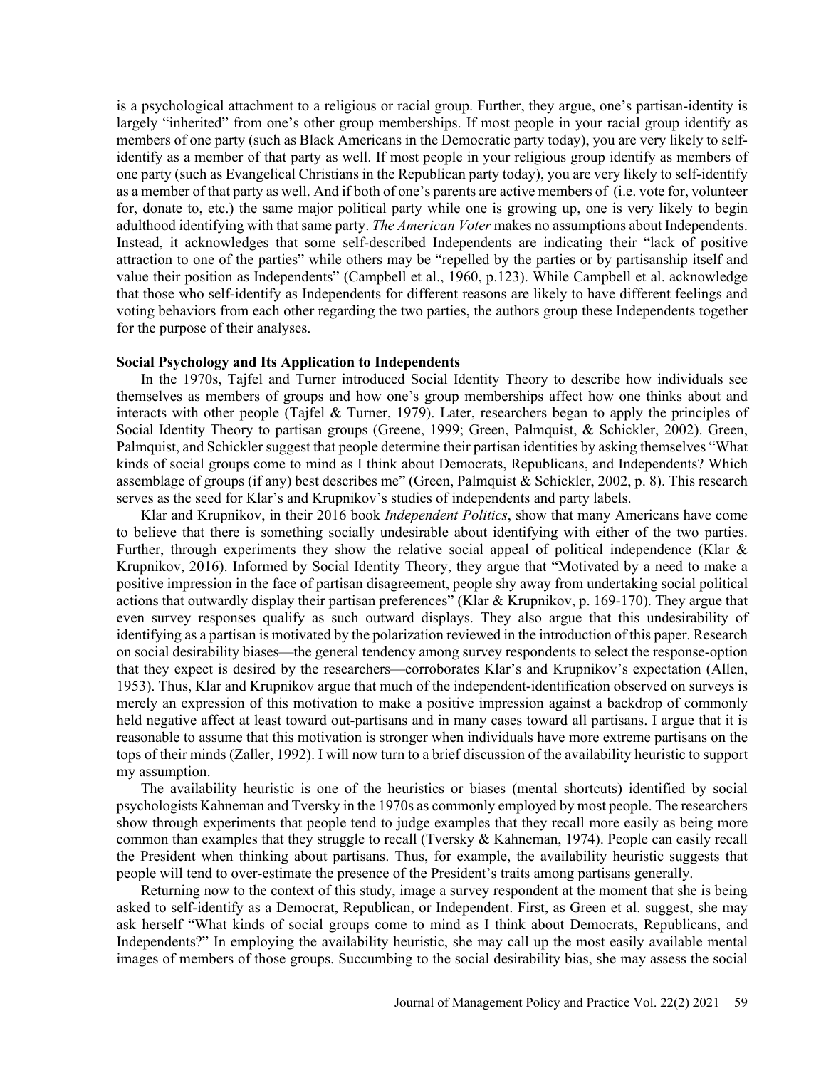is a psychological attachment to a religious or racial group. Further, they argue, one's partisan-identity is largely "inherited" from one's other group memberships. If most people in your racial group identify as members of one party (such as Black Americans in the Democratic party today), you are very likely to self-identify as a member of that party as well. If most people in your religious group identify as members of one party (such as Evangelical Christians in the Republican party today), you are very likely to self-identify as a member of that party as well. And if both of one's parents are active members of (i.e. vote for, volunteer for, donate to, etc.) the same major political party while one is growing up, one is very likely to begin adulthood identifying with that same party. *The American Voter* makes no assumptions about Independents. Instead, it acknowledges that some self-described Independents are indicating their "lack of positive attraction to one of the parties" while others may be "repelled by the parties or by partisanship itself and value their position as Independents" (Campbell et al., 1960, p.123). While Campbell et al. acknowledge that those who self-identify as Independents for different reasons are likely to have different feelings and voting behaviors from each other regarding the two parties, the authors group these Independents together for the purpose of their analyses.

**Social Psychology and Its Application to Independents**

In the 1970s, Tajfel and Turner introduced Social Identity Theory to describe how individuals see themselves as members of groups and how one's group memberships affect how one thinks about and interacts with other people (Tajfel & Turner, 1979). Later, researchers began to apply the principles of Social Identity Theory to partisan groups (Greene, 1999; Green, Palmquist, & Schickler, 2002). Green, Palmquist, and Schickler suggest that people determine their partisan identities by asking themselves "What kinds of social groups come to mind as I think about Democrats, Republicans, and Independents? Which assemblage of groups (if any) best describes me" (Green, Palmquist & Schickler, 2002, p. 8). This research serves as the seed for Klar's and Krupnikov's studies of independents and party labels.

Klar and Krupnikov, in their 2016 book *Independent Politics*, show that many Americans have come to believe that there is something socially undesirable about identifying with either of the two parties. Further, through experiments they show the relative social appeal of political independence (Klar & Krupnikov, 2016). Informed by Social Identity Theory, they argue that "Motivated by a need to make a positive impression in the face of partisan disagreement, people shy away from undertaking social political actions that outwardly display their partisan preferences" (Klar & Krupnikov, p. 169-170). They argue that even survey responses qualify as such outward displays. They also argue that this undesirability of identifying as a partisan is motivated by the polarization reviewed in the introduction of this paper. Research on social desirability biases—the general tendency among survey respondents to select the response-option that they expect is desired by the researchers—corroborates Klar's and Krupnikov's expectation (Allen, 1953). Thus, Klar and Krupnikov argue that much of the independent-identification observed on surveys is merely an expression of this motivation to make a positive impression against a backdrop of commonly held negative affect at least toward out-partisans and in many cases toward all partisans. I argue that it is reasonable to assume that this motivation is stronger when individuals have more extreme partisans on the tops of their minds (Zaller, 1992). I will now turn to a brief discussion of the availability heuristic to support my assumption.

The availability heuristic is one of the heuristics or biases (mental shortcuts) identified by social psychologists Kahneman and Tversky in the 1970s as commonly employed by most people. The researchers show through experiments that people tend to judge examples that they recall more easily as being more common than examples that they struggle to recall (Tversky & Kahneman, 1974). People can easily recall the President when thinking about partisans. Thus, for example, the availability heuristic suggests that people will tend to over-estimate the presence of the President's traits among partisans generally.

Returning now to the context of this study, image a survey respondent at the moment that she is being asked to self-identify as a Democrat, Republican, or Independent. First, as Green et al. suggest, she may ask herself "What kinds of social groups come to mind as I think about Democrats, Republicans, and Independents?" In employing the availability heuristic, she may call up the most easily available mental images of members of those groups. Succumbing to the social desirability bias, she may assess the social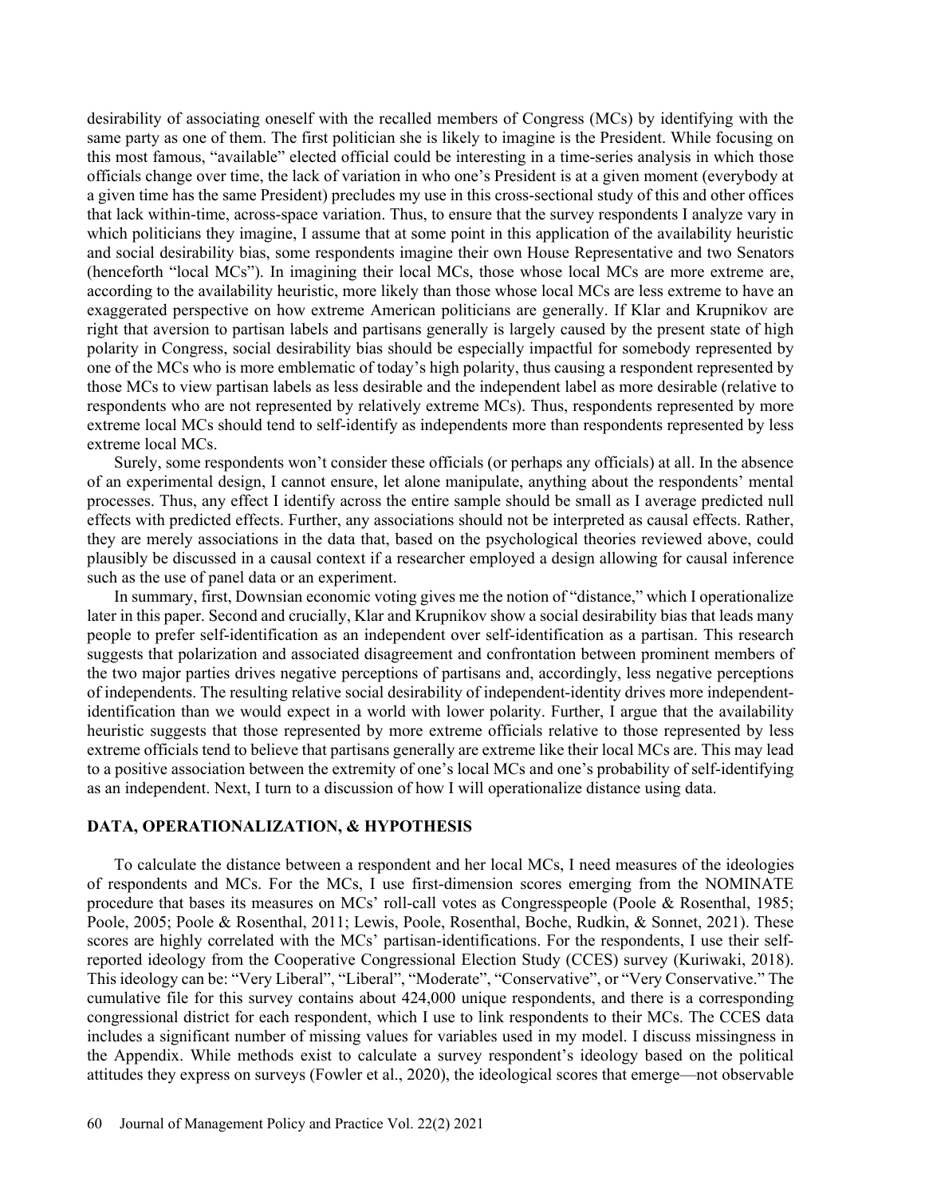desirability of associating oneself with the recalled members of Congress (MCs) by identifying with the same party as one of them. The first politician she is likely to imagine is the President. While focusing on this most famous, "available" elected official could be interesting in a time-series analysis in which those officials change over time, the lack of variation in who one's President is at a given moment (everybody at a given time has the same President) precludes my use in this cross-sectional study of this and other offices that lack within-time, across-space variation. Thus, to ensure that the survey respondents I analyze vary in which politicians they imagine, I assume that at some point in this application of the availability heuristic and social desirability bias, some respondents imagine their own House Representative and two Senators (henceforth "local MCs"). In imagining their local MCs, those whose local MCs are more extreme are, according to the availability heuristic, more likely than those whose local MCs are less extreme to have an exaggerated perspective on how extreme American politicians are generally. If Klar and Krupnikov are right that aversion to partisan labels and partisans generally is largely caused by the present state of high polarity in Congress, social desirability bias should be especially impactful for somebody represented by one of the MCs who is more emblematic of today's high polarity, thus causing a respondent represented by those MCs to view partisan labels as less desirable and the independent label as more desirable (relative to respondents who are not represented by relatively extreme MCs). Thus, respondents represented by more extreme local MCs should tend to self-identify as independents more than respondents represented by less extreme local MCs.

Surely, some respondents won't consider these officials (or perhaps any officials) at all. In the absence of an experimental design, I cannot ensure, let alone manipulate, anything about the respondents' mental processes. Thus, any effect I identify across the entire sample should be small as I average predicted null effects with predicted effects. Further, any associations should not be interpreted as causal effects. Rather, they are merely associations in the data that, based on the psychological theories reviewed above, could plausibly be discussed in a causal context if a researcher employed a design allowing for causal inference such as the use of panel data or an experiment.

In summary, first, Downsian economic voting gives me the notion of "distance," which I operationalize later in this paper. Second and crucially, Klar and Krupnikov show a social desirability bias that leads many people to prefer self-identification as an independent over self-identification as a partisan. This research suggests that polarization and associated disagreement and confrontation between prominent members of the two major parties drives negative perceptions of partisans and, accordingly, less negative perceptions of independents. The resulting relative social desirability of independent-identity drives more independent-identification than we would expect in a world with lower polarity. Further, I argue that the availability heuristic suggests that those represented by more extreme officials relative to those represented by less extreme officials tend to believe that partisans generally are extreme like their local MCs are. This may lead to a positive association between the extremity of one's local MCs and one's probability of self-identifying as an independent. Next, I turn to a discussion of how I will operationalize distance using data.

## DATA, OPERATIONALIZATION, & HYPOTHESIS

To calculate the distance between a respondent and her local MCs, I need measures of the ideologies of respondents and MCs. For the MCs, I use first-dimension scores emerging from the NOMINATE procedure that bases its measures on MCs' roll-call votes as Congresspeople (Poole & Rosenthal, 1985; Poole, 2005; Poole & Rosenthal, 2011; Lewis, Poole, Rosenthal, Boche, Rudkin, & Sonnet, 2021). These scores are highly correlated with the MCs' partisan-identifications. For the respondents, I use their self-reported ideology from the Cooperative Congressional Election Study (CCES) survey (Kuriwaki, 2018). This ideology can be: "Very Liberal", "Liberal", "Moderate", "Conservative", or "Very Conservative." The cumulative file for this survey contains about 424,000 unique respondents, and there is a corresponding congressional district for each respondent, which I use to link respondents to their MCs. The CCES data includes a significant number of missing values for variables used in my model. I discuss missingness in the Appendix. While methods exist to calculate a survey respondent's ideology based on the political attitudes they express on surveys (Fowler et al., 2020), the ideological scores that emerge—not observable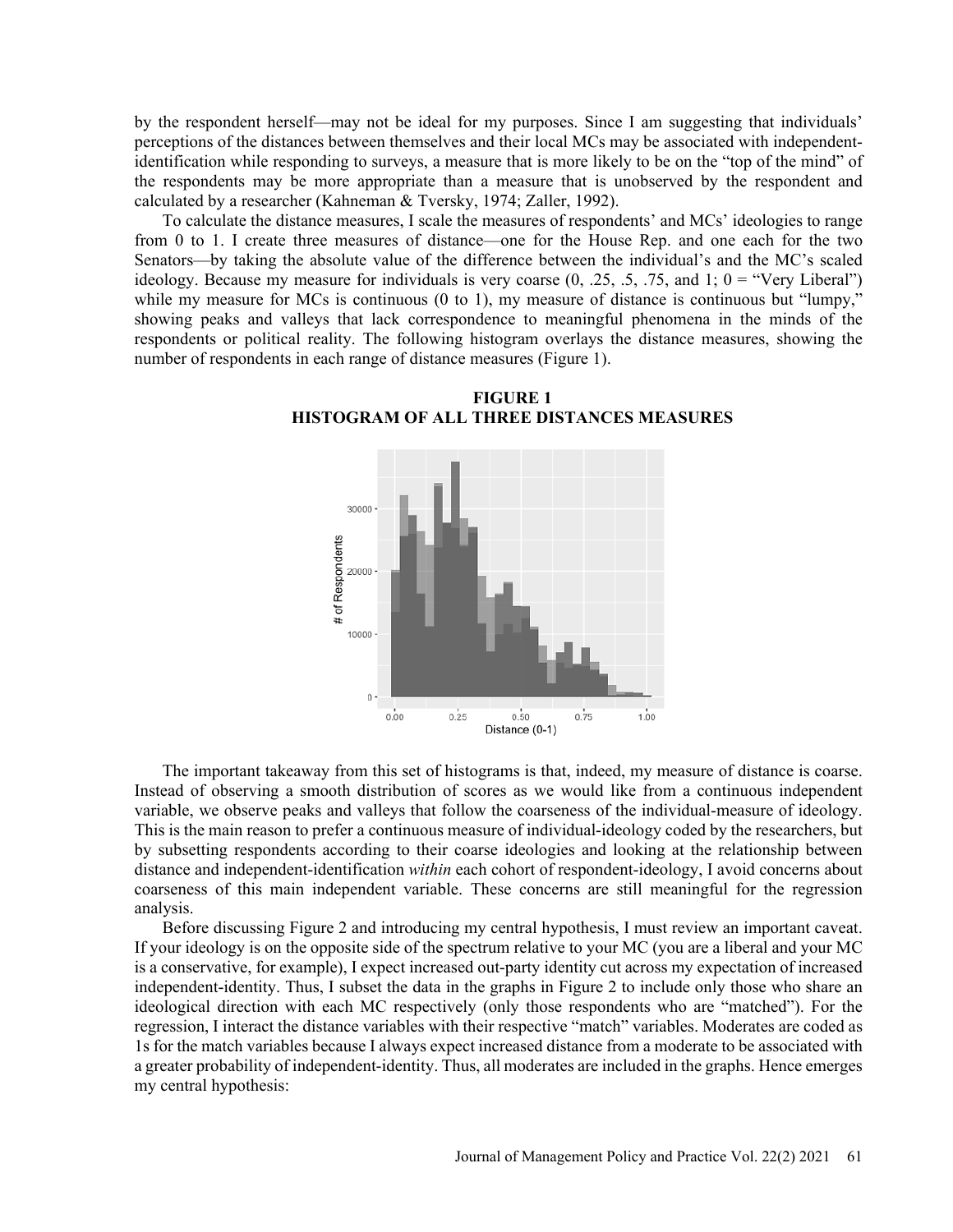by the respondent herself—may not be ideal for my purposes. Since I am suggesting that individuals' perceptions of the distances between themselves and their local MCs may be associated with independent-identification while responding to surveys, a measure that is more likely to be on the "top of the mind" of the respondents may be more appropriate than a measure that is unobserved by the respondent and calculated by a researcher (Kahneman & Tversky, 1974; Zaller, 1992).

To calculate the distance measures, I scale the measures of respondents' and MCs' ideologies to range from 0 to 1. I create three measures of distance—one for the House Rep. and one each for the two Senators—by taking the absolute value of the difference between the individual's and the MC's scaled ideology. Because my measure for individuals is very coarse (0, .25, .5, .75, and 1; 0 = "Very Liberal") while my measure for MCs is continuous (0 to 1), my measure of distance is continuous but "lumpy," showing peaks and valleys that lack correspondence to meaningful phenomena in the minds of the respondents or political reality. The following histogram overlays the distance measures, showing the number of respondents in each range of distance measures (Figure 1).

**FIGURE 1**
**HISTOGRAM OF ALL THREE DISTANCES MEASURES**

The important takeaway from this set of histograms is that, indeed, my measure of distance is coarse. Instead of observing a smooth distribution of scores as we would like from a continuous independent variable, we observe peaks and valleys that follow the coarseness of the individual-measure of ideology. This is the main reason to prefer a continuous measure of individual-ideology coded by the researchers, but by subsetting respondents according to their coarse ideologies and looking at the relationship between distance and independent-identification *within* each cohort of respondent-ideology, I avoid concerns about coarseness of this main independent variable. These concerns are still meaningful for the regression analysis.

Before discussing Figure 2 and introducing my central hypothesis, I must review an important caveat. If your ideology is on the opposite side of the spectrum relative to your MC (you are a liberal and your MC is a conservative, for example), I expect increased out-party identity cut across my expectation of increased independent-identity. Thus, I subset the data in the graphs in Figure 2 to include only those who share an ideological direction with each MC respectively (only those respondents who are "matched"). For the regression, I interact the distance variables with their respective "match" variables. Moderates are coded as 1s for the match variables because I always expect increased distance from a moderate to be associated with a greater probability of independent-identity. Thus, all moderates are included in the graphs. Hence emerges my central hypothesis: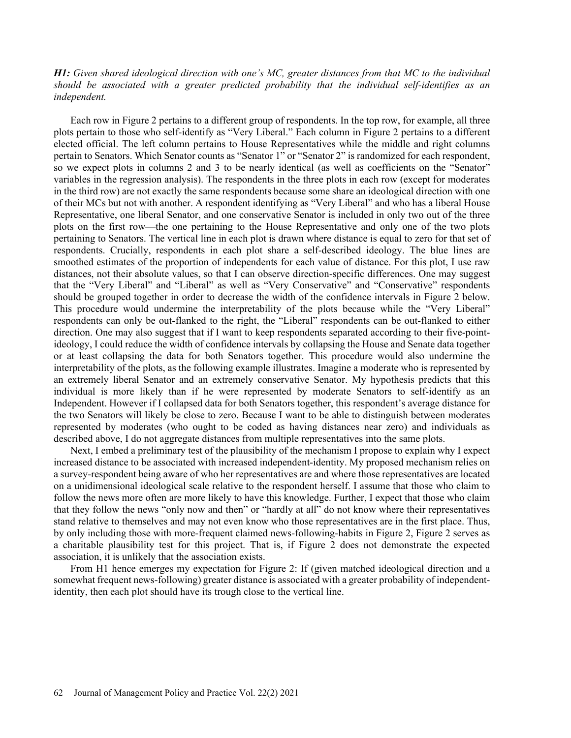***H1:*** *Given shared ideological direction with one's MC, greater distances from that MC to the individual should be associated with a greater predicted probability that the individual self-identifies as an independent.*

Each row in Figure 2 pertains to a different group of respondents. In the top row, for example, all three plots pertain to those who self-identify as "Very Liberal." Each column in Figure 2 pertains to a different elected official. The left column pertains to House Representatives while the middle and right columns pertain to Senators. Which Senator counts as "Senator 1" or "Senator 2" is randomized for each respondent, so we expect plots in columns 2 and 3 to be nearly identical (as well as coefficients on the "Senator" variables in the regression analysis). The respondents in the three plots in each row (except for moderates in the third row) are not exactly the same respondents because some share an ideological direction with one of their MCs but not with another. A respondent identifying as "Very Liberal" and who has a liberal House Representative, one liberal Senator, and one conservative Senator is included in only two out of the three plots on the first row—the one pertaining to the House Representative and only one of the two plots pertaining to Senators. The vertical line in each plot is drawn where distance is equal to zero for that set of respondents. Crucially, respondents in each plot share a self-described ideology. The blue lines are smoothed estimates of the proportion of independents for each value of distance. For this plot, I use raw distances, not their absolute values, so that I can observe direction-specific differences. One may suggest that the "Very Liberal" and "Liberal" as well as "Very Conservative" and "Conservative" respondents should be grouped together in order to decrease the width of the confidence intervals in Figure 2 below. This procedure would undermine the interpretability of the plots because while the "Very Liberal" respondents can only be out-flanked to the right, the "Liberal" respondents can be out-flanked to either direction. One may also suggest that if I want to keep respondents separated according to their five-point-ideology, I could reduce the width of confidence intervals by collapsing the House and Senate data together or at least collapsing the data for both Senators together. This procedure would also undermine the interpretability of the plots, as the following example illustrates. Imagine a moderate who is represented by an extremely liberal Senator and an extremely conservative Senator. My hypothesis predicts that this individual is more likely than if he were represented by moderate Senators to self-identify as an Independent. However if I collapsed data for both Senators together, this respondent's average distance for the two Senators will likely be close to zero. Because I want to be able to distinguish between moderates represented by moderates (who ought to be coded as having distances near zero) and individuals as described above, I do not aggregate distances from multiple representatives into the same plots.

Next, I embed a preliminary test of the plausibility of the mechanism I propose to explain why I expect increased distance to be associated with increased independent-identity. My proposed mechanism relies on a survey-respondent being aware of who her representatives are and where those representatives are located on a unidimensional ideological scale relative to the respondent herself. I assume that those who claim to follow the news more often are more likely to have this knowledge. Further, I expect that those who claim that they follow the news "only now and then" or "hardly at all" do not know where their representatives stand relative to themselves and may not even know who those representatives are in the first place. Thus, by only including those with more-frequent claimed news-following-habits in Figure 2, Figure 2 serves as a charitable plausibility test for this project. That is, if Figure 2 does not demonstrate the expected association, it is unlikely that the association exists.

From H1 hence emerges my expectation for Figure 2: If (given matched ideological direction and a somewhat frequent news-following) greater distance is associated with a greater probability of independent-identity, then each plot should have its trough close to the vertical line.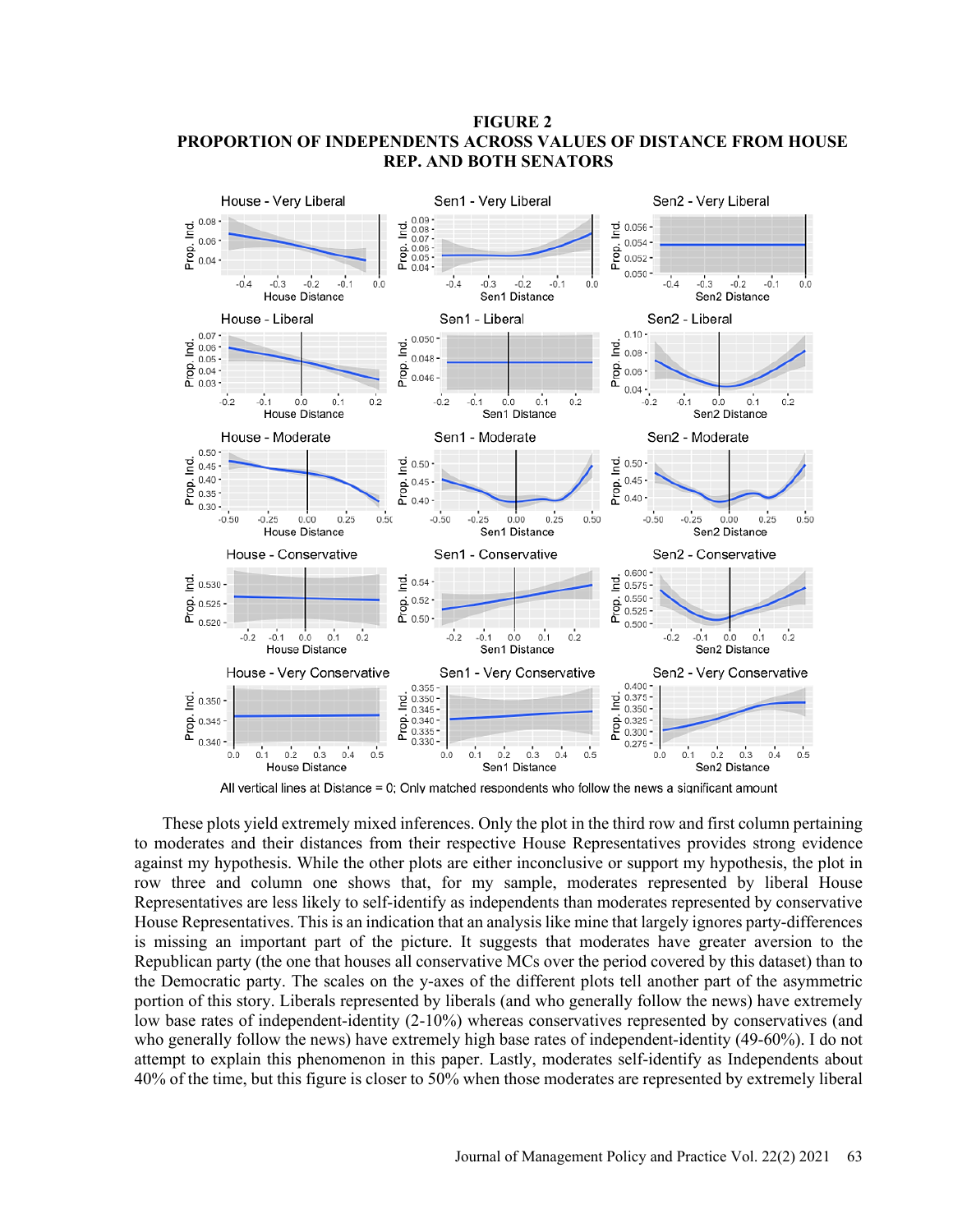**FIGURE 2**
**PROPORTION OF INDEPENDENTS ACROSS VALUES OF DISTANCE FROM HOUSE REP. AND BOTH SENATORS**

All vertical lines at Distance = 0; Only matched respondents who follow the news a significant amount

These plots yield extremely mixed inferences. Only the plot in the third row and first column pertaining to moderates and their distances from their respective House Representatives provides strong evidence against my hypothesis. While the other plots are either inconclusive or support my hypothesis, the plot in row three and column one shows that, for my sample, moderates represented by liberal House Representatives are less likely to self-identify as independents than moderates represented by conservative House Representatives. This is an indication that an analysis like mine that largely ignores party-differences is missing an important part of the picture. It suggests that moderates have greater aversion to the Republican party (the one that houses all conservative MCs over the period covered by this dataset) than to the Democratic party. The scales on the y-axes of the different plots tell another part of the asymmetric portion of this story. Liberals represented by liberals (and who generally follow the news) have extremely low base rates of independent-identity (2-10%) whereas conservatives represented by conservatives (and who generally follow the news) have extremely high base rates of independent-identity (49-60%). I do not attempt to explain this phenomenon in this paper. Lastly, moderates self-identify as Independents about 40% of the time, but this figure is closer to 50% when those moderates are represented by extremely liberal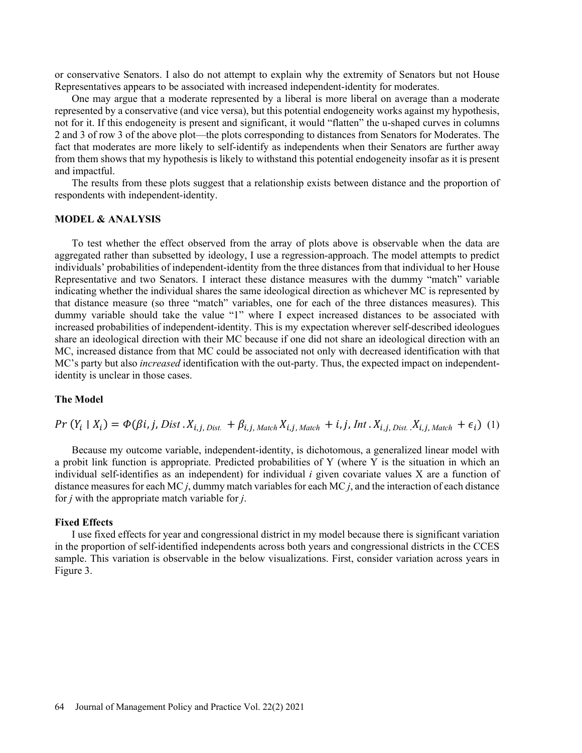or conservative Senators. I also do not attempt to explain why the extremity of Senators but not House Representatives appears to be associated with increased independent-identity for moderates.

One may argue that a moderate represented by a liberal is more liberal on average than a moderate represented by a conservative (and vice versa), but this potential endogeneity works against my hypothesis, not for it. If this endogeneity is present and significant, it would "flatten" the u-shaped curves in columns 2 and 3 of row 3 of the above plot—the plots corresponding to distances from Senators for Moderates. The fact that moderates are more likely to self-identify as independents when their Senators are further away from them shows that my hypothesis is likely to withstand this potential endogeneity insofar as it is present and impactful.

The results from these plots suggest that a relationship exists between distance and the proportion of respondents with independent-identity.

## MODEL & ANALYSIS

To test whether the effect observed from the array of plots above is observable when the data are aggregated rather than subsetted by ideology, I use a regression-approach. The model attempts to predict individuals' probabilities of independent-identity from the three distances from that individual to her House Representative and two Senators. I interact these distance measures with the dummy "match" variable indicating whether the individual shares the same ideological direction as whichever MC is represented by that distance measure (so three "match" variables, one for each of the three distances measures). This dummy variable should take the value "1" where I expect increased distances to be associated with increased probabilities of independent-identity. This is my expectation wherever self-described ideologues share an ideological direction with their MC because if one did not share an ideological direction with an MC, increased distance from that MC could be associated not only with decreased identification with that MC's party but also *increased* identification with the out-party. Thus, the expected impact on independent-identity is unclear in those cases.

### The Model

$$Pr\,(Y_i \mid X_i) = \Phi(\beta i, j, Dist\,.X_{i,j,\,Dist.} + \beta_{i,j,\,Match} X_{i,j,\,Match} + i, j, Int\,.X_{i,j,\,Dist.}.X_{i,j,\,Match} + \epsilon_i) \quad (1)$$

Because my outcome variable, independent-identity, is dichotomous, a generalized linear model with a probit link function is appropriate. Predicted probabilities of Y (where Y is the situation in which an individual self-identifies as an independent) for individual *i* given covariate values X are a function of distance measures for each MC *j*, dummy match variables for each MC *j*, and the interaction of each distance for *j* with the appropriate match variable for *j*.

### Fixed Effects

I use fixed effects for year and congressional district in my model because there is significant variation in the proportion of self-identified independents across both years and congressional districts in the CCES sample. This variation is observable in the below visualizations. First, consider variation across years in Figure 3.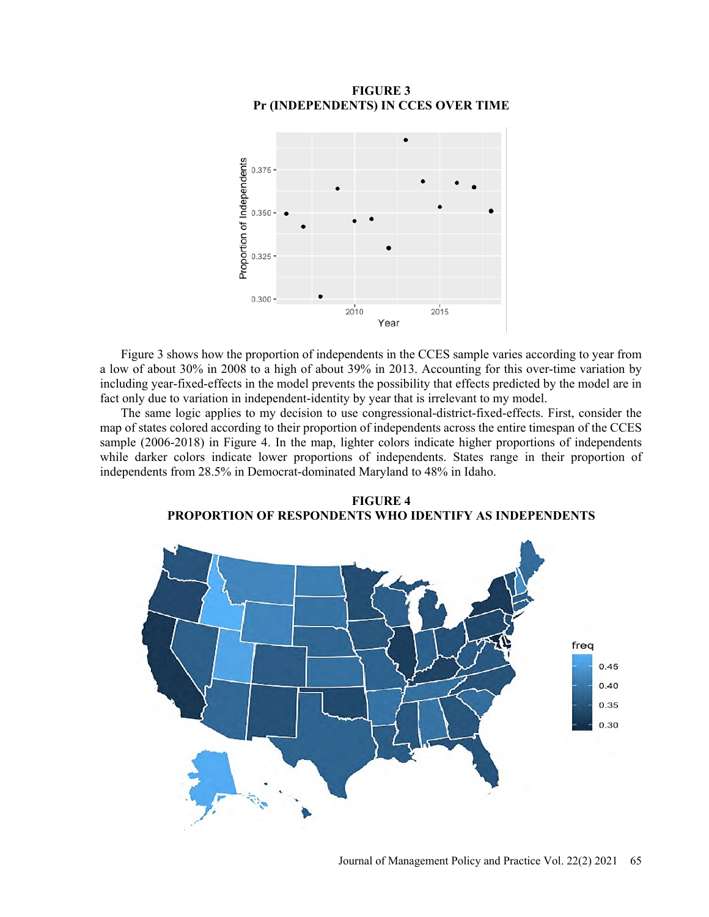**FIGURE 3**
**Pr (INDEPENDENTS) IN CCES OVER TIME**

Figure 3 shows how the proportion of independents in the CCES sample varies according to year from a low of about 30% in 2008 to a high of about 39% in 2013. Accounting for this over-time variation by including year-fixed-effects in the model prevents the possibility that effects predicted by the model are in fact only due to variation in independent-identity by year that is irrelevant to my model.

The same logic applies to my decision to use congressional-district-fixed-effects. First, consider the map of states colored according to their proportion of independents across the entire timespan of the CCES sample (2006-2018) in Figure 4. In the map, lighter colors indicate higher proportions of independents while darker colors indicate lower proportions of independents. States range in their proportion of independents from 28.5% in Democrat-dominated Maryland to 48% in Idaho.

**FIGURE 4**
**PROPORTION OF RESPONDENTS WHO IDENTIFY AS INDEPENDENTS**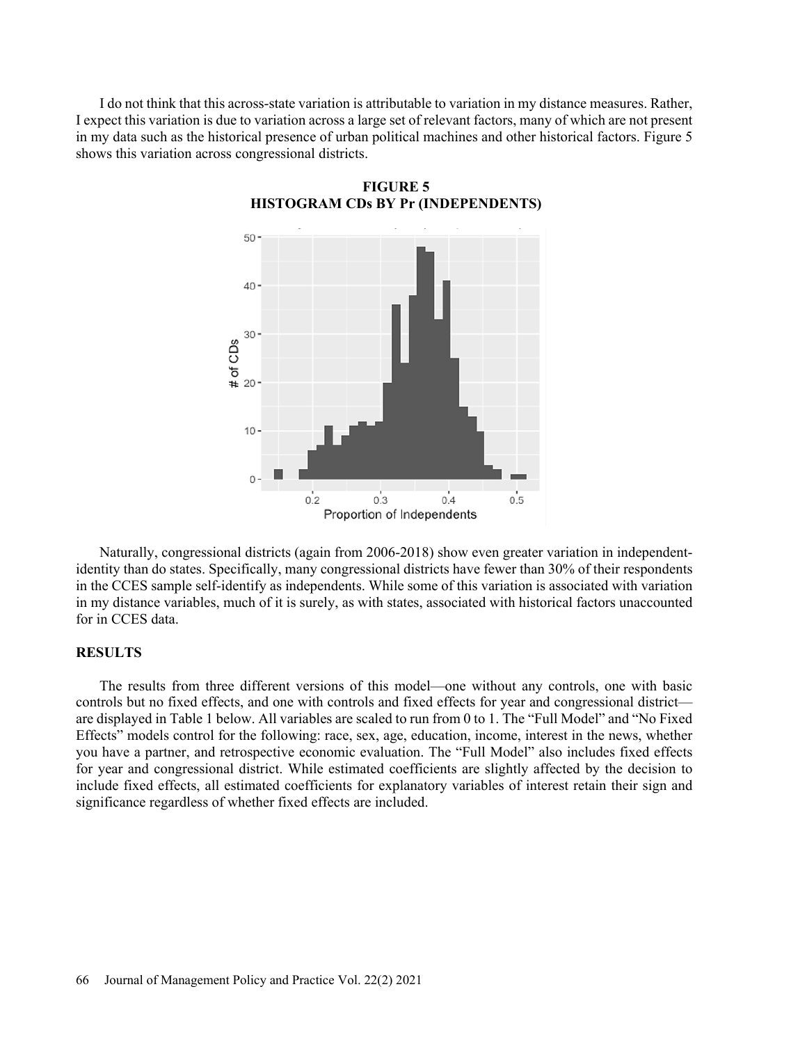I do not think that this across-state variation is attributable to variation in my distance measures. Rather, I expect this variation is due to variation across a large set of relevant factors, many of which are not present in my data such as the historical presence of urban political machines and other historical factors. Figure 5 shows this variation across congressional districts.

**FIGURE 5**
**HISTOGRAM CDs BY Pr (INDEPENDENTS)**

Naturally, congressional districts (again from 2006-2018) show even greater variation in independent-identity than do states. Specifically, many congressional districts have fewer than 30% of their respondents in the CCES sample self-identify as independents. While some of this variation is associated with variation in my distance variables, much of it is surely, as with states, associated with historical factors unaccounted for in CCES data.

## RESULTS

The results from three different versions of this model—one without any controls, one with basic controls but no fixed effects, and one with controls and fixed effects for year and congressional district—are displayed in Table 1 below. All variables are scaled to run from 0 to 1. The "Full Model" and "No Fixed Effects" models control for the following: race, sex, age, education, income, interest in the news, whether you have a partner, and retrospective economic evaluation. The "Full Model" also includes fixed effects for year and congressional district. While estimated coefficients are slightly affected by the decision to include fixed effects, all estimated coefficients for explanatory variables of interest retain their sign and significance regardless of whether fixed effects are included.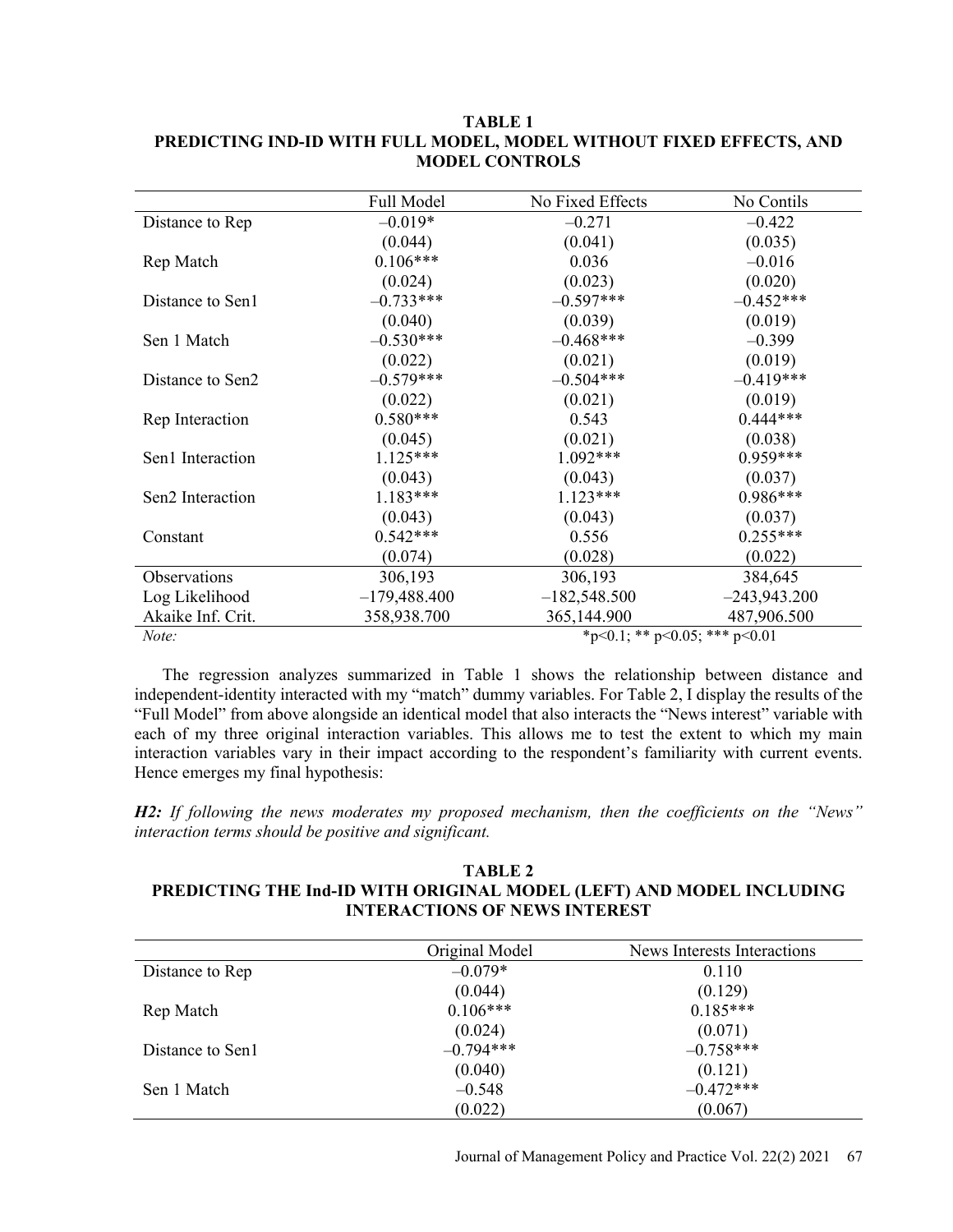**TABLE 1**
**PREDICTING IND-ID WITH FULL MODEL, MODEL WITHOUT FIXED EFFECTS, AND MODEL CONTROLS**

| | Full Model | No Fixed Effects | No Contils |
|---|---|---|---|
| Distance to Rep | –0.019* | –0.271 | –0.422 |
| | (0.044) | (0.041) | (0.035) |
| Rep Match | 0.106*** | 0.036 | –0.016 |
| | (0.024) | (0.023) | (0.020) |
| Distance to Sen1 | –0.733*** | –0.597*** | –0.452*** |
| | (0.040) | (0.039) | (0.019) |
| Sen 1 Match | –0.530*** | –0.468*** | –0.399 |
| | (0.022) | (0.021) | (0.019) |
| Distance to Sen2 | –0.579*** | –0.504*** | –0.419*** |
| | (0.022) | (0.021) | (0.019) |
| Rep Interaction | 0.580*** | 0.543 | 0.444*** |
| | (0.045) | (0.021) | (0.038) |
| Sen1 Interaction | 1.125*** | 1.092*** | 0.959*** |
| | (0.043) | (0.043) | (0.037) |
| Sen2 Interaction | 1.183*** | 1.123*** | 0.986*** |
| | (0.043) | (0.043) | (0.037) |
| Constant | 0.542*** | 0.556 | 0.255*** |
| | (0.074) | (0.028) | (0.022) |
| Observations | 306,193 | 306,193 | 384,645 |
| Log Likelihood | –179,488.400 | –182,548.500 | –243,943.200 |
| Akaike Inf. Crit. | 358,938.700 | 365,144.900 | 487,906.500 |
| *Note:* | | *p<0.1; ** p<0.05; *** p<0.01 | |

The regression analyzes summarized in Table 1 shows the relationship between distance and independent-identity interacted with my "match" dummy variables. For Table 2, I display the results of the "Full Model" from above alongside an identical model that also interacts the "News interest" variable with each of my three original interaction variables. This allows me to test the extent to which my main interaction variables vary in their impact according to the respondent's familiarity with current events. Hence emerges my final hypothesis:

***H2:*** *If following the news moderates my proposed mechanism, then the coefficients on the "News" interaction terms should be positive and significant.*

**TABLE 2**
**PREDICTING THE Ind-ID WITH ORIGINAL MODEL (LEFT) AND MODEL INCLUDING INTERACTIONS OF NEWS INTEREST**

| | Original Model | News Interests Interactions |
|---|---|---|
| Distance to Rep | –0.079* | 0.110 |
| | (0.044) | (0.129) |
| Rep Match | 0.106*** | 0.185*** |
| | (0.024) | (0.071) |
| Distance to Sen1 | –0.794*** | –0.758*** |
| | (0.040) | (0.121) |
| Sen 1 Match | –0.548 | –0.472*** |
| | (0.022) | (0.067) |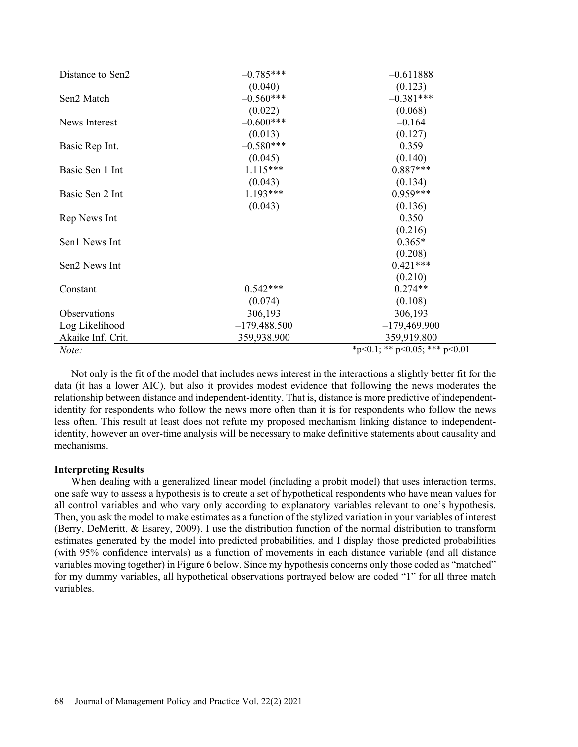| | | |
|---|---|---|
| Distance to Sen2 | –0.785*** | –0.611888 |
| | (0.040) | (0.123) |
| Sen2 Match | –0.560*** | –0.381*** |
| | (0.022) | (0.068) |
| News Interest | –0.600*** | –0.164 |
| | (0.013) | (0.127) |
| Basic Rep Int. | –0.580*** | 0.359 |
| | (0.045) | (0.140) |
| Basic Sen 1 Int | 1.115*** | 0.887*** |
| | (0.043) | (0.134) |
| Basic Sen 2 Int | 1.193*** | 0.959*** |
| | (0.043) | (0.136) |
| Rep News Int | | 0.350 |
| | | (0.216) |
| Sen1 News Int | | 0.365* |
| | | (0.208) |
| Sen2 News Int | | 0.421*** |
| | | (0.210) |
| Constant | 0.542*** | 0.274** |
| | (0.074) | (0.108) |
| Observations | 306,193 | 306,193 |
| Log Likelihood | –179,488.500 | –179,469.900 |
| Akaike Inf. Crit. | 359,938.900 | 359,919.800 |
| *Note:* | | *p<0.1; ** p<0.05; *** p<0.01 |

Not only is the fit of the model that includes news interest in the interactions a slightly better fit for the data (it has a lower AIC), but also it provides modest evidence that following the news moderates the relationship between distance and independent-identity. That is, distance is more predictive of independent-identity for respondents who follow the news more often than it is for respondents who follow the news less often. This result at least does not refute my proposed mechanism linking distance to independent-identity, however an over-time analysis will be necessary to make definitive statements about causality and mechanisms.

**Interpreting Results**

When dealing with a generalized linear model (including a probit model) that uses interaction terms, one safe way to assess a hypothesis is to create a set of hypothetical respondents who have mean values for all control variables and who vary only according to explanatory variables relevant to one's hypothesis. Then, you ask the model to make estimates as a function of the stylized variation in your variables of interest (Berry, DeMeritt, & Esarey, 2009). I use the distribution function of the normal distribution to transform estimates generated by the model into predicted probabilities, and I display those predicted probabilities (with 95% confidence intervals) as a function of movements in each distance variable (and all distance variables moving together) in Figure 6 below. Since my hypothesis concerns only those coded as "matched" for my dummy variables, all hypothetical observations portrayed below are coded "1" for all three match variables.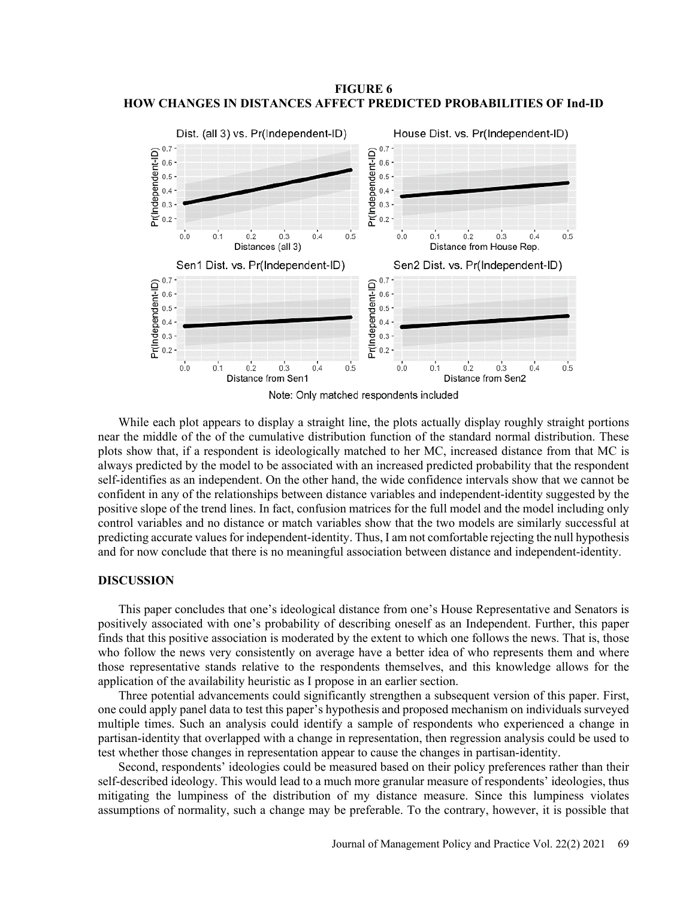**FIGURE 6**
**HOW CHANGES IN DISTANCES AFFECT PREDICTED PROBABILITIES OF Ind-ID**

Note: Only matched respondents included

While each plot appears to display a straight line, the plots actually display roughly straight portions near the middle of the of the cumulative distribution function of the standard normal distribution. These plots show that, if a respondent is ideologically matched to her MC, increased distance from that MC is always predicted by the model to be associated with an increased predicted probability that the respondent self-identifies as an independent. On the other hand, the wide confidence intervals show that we cannot be confident in any of the relationships between distance variables and independent-identity suggested by the positive slope of the trend lines. In fact, confusion matrices for the full model and the model including only control variables and no distance or match variables show that the two models are similarly successful at predicting accurate values for independent-identity. Thus, I am not comfortable rejecting the null hypothesis and for now conclude that there is no meaningful association between distance and independent-identity.

## DISCUSSION

This paper concludes that one's ideological distance from one's House Representative and Senators is positively associated with one's probability of describing oneself as an Independent. Further, this paper finds that this positive association is moderated by the extent to which one follows the news. That is, those who follow the news very consistently on average have a better idea of who represents them and where those representative stands relative to the respondents themselves, and this knowledge allows for the application of the availability heuristic as I propose in an earlier section.

Three potential advancements could significantly strengthen a subsequent version of this paper. First, one could apply panel data to test this paper's hypothesis and proposed mechanism on individuals surveyed multiple times. Such an analysis could identify a sample of respondents who experienced a change in partisan-identity that overlapped with a change in representation, then regression analysis could be used to test whether those changes in representation appear to cause the changes in partisan-identity.

Second, respondents' ideologies could be measured based on their policy preferences rather than their self-described ideology. This would lead to a much more granular measure of respondents' ideologies, thus mitigating the lumpiness of the distribution of my distance measure. Since this lumpiness violates assumptions of normality, such a change may be preferable. To the contrary, however, it is possible that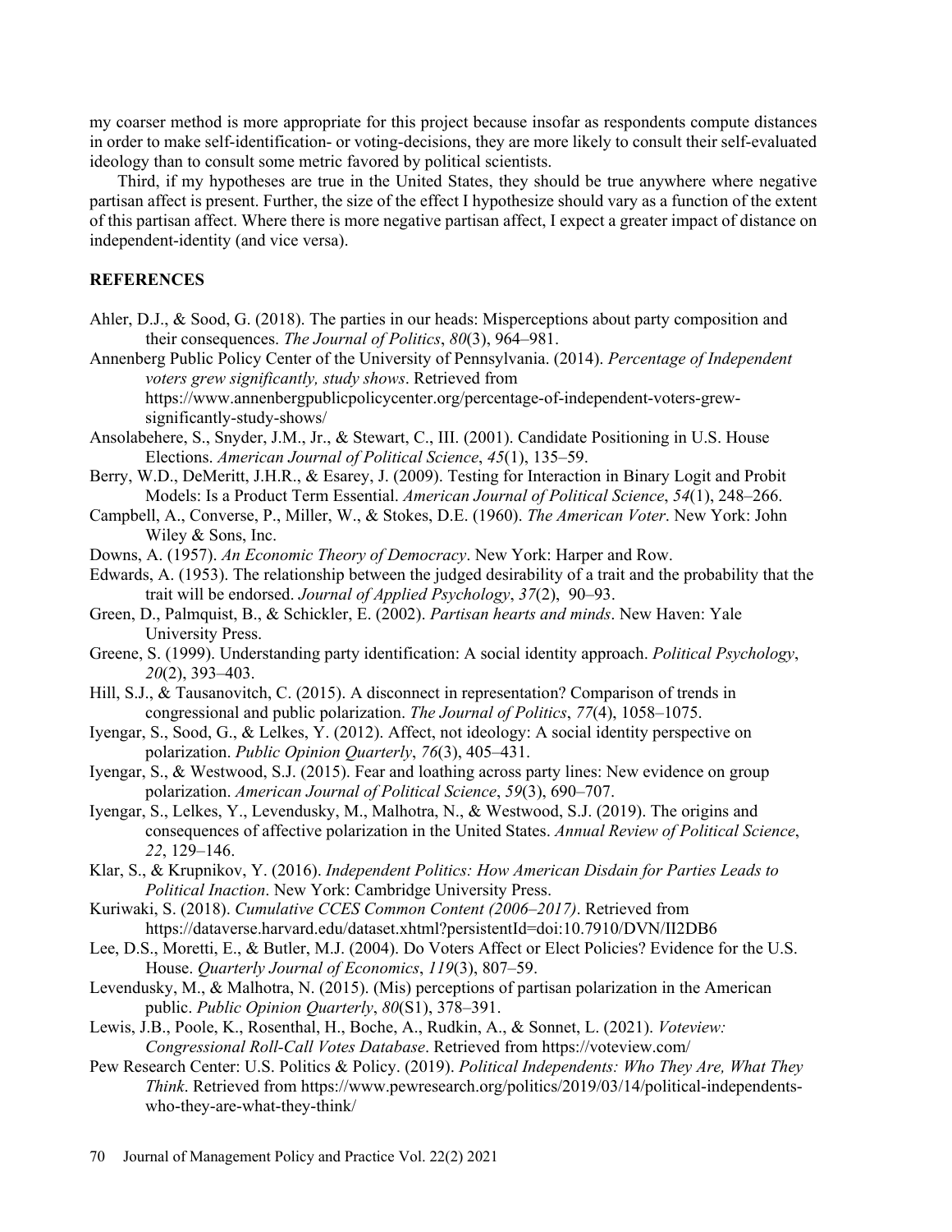my coarser method is more appropriate for this project because insofar as respondents compute distances in order to make self-identification- or voting-decisions, they are more likely to consult their self-evaluated ideology than to consult some metric favored by political scientists.

Third, if my hypotheses are true in the United States, they should be true anywhere where negative partisan affect is present. Further, the size of the effect I hypothesize should vary as a function of the extent of this partisan affect. Where there is more negative partisan affect, I expect a greater impact of distance on independent-identity (and vice versa).

## REFERENCES

Ahler, D.J., & Sood, G. (2018). The parties in our heads: Misperceptions about party composition and their consequences. *The Journal of Politics*, *80*(3), 964–981.

Annenberg Public Policy Center of the University of Pennsylvania. (2014). *Percentage of Independent voters grew significantly, study shows*. Retrieved from https://www.annenbergpublicpolicycenter.org/percentage-of-independent-voters-grew-significantly-study-shows/

Ansolabehere, S., Snyder, J.M., Jr., & Stewart, C., III. (2001). Candidate Positioning in U.S. House Elections. *American Journal of Political Science*, *45*(1), 135–59.

Berry, W.D., DeMeritt, J.H.R., & Esarey, J. (2009). Testing for Interaction in Binary Logit and Probit Models: Is a Product Term Essential. *American Journal of Political Science*, *54*(1), 248–266.

Campbell, A., Converse, P., Miller, W., & Stokes, D.E. (1960). *The American Voter*. New York: John Wiley & Sons, Inc.

Downs, A. (1957). *An Economic Theory of Democracy*. New York: Harper and Row.

Edwards, A. (1953). The relationship between the judged desirability of a trait and the probability that the trait will be endorsed. *Journal of Applied Psychology*, *37*(2), 90–93.

Green, D., Palmquist, B., & Schickler, E. (2002). *Partisan hearts and minds*. New Haven: Yale University Press.

Greene, S. (1999). Understanding party identification: A social identity approach. *Political Psychology*, *20*(2), 393–403.

Hill, S.J., & Tausanovitch, C. (2015). A disconnect in representation? Comparison of trends in congressional and public polarization. *The Journal of Politics*, *77*(4), 1058–1075.

Iyengar, S., Sood, G., & Lelkes, Y. (2012). Affect, not ideology: A social identity perspective on polarization. *Public Opinion Quarterly*, *76*(3), 405–431.

Iyengar, S., & Westwood, S.J. (2015). Fear and loathing across party lines: New evidence on group polarization. *American Journal of Political Science*, *59*(3), 690–707.

Iyengar, S., Lelkes, Y., Levendusky, M., Malhotra, N., & Westwood, S.J. (2019). The origins and consequences of affective polarization in the United States. *Annual Review of Political Science*, *22*, 129–146.

Klar, S., & Krupnikov, Y. (2016). *Independent Politics: How American Disdain for Parties Leads to Political Inaction*. New York: Cambridge University Press.

Kuriwaki, S. (2018). *Cumulative CCES Common Content (2006–2017)*. Retrieved from https://dataverse.harvard.edu/dataset.xhtml?persistentId=doi:10.7910/DVN/II2DB6

Lee, D.S., Moretti, E., & Butler, M.J. (2004). Do Voters Affect or Elect Policies? Evidence for the U.S. House. *Quarterly Journal of Economics*, *119*(3), 807–59.

Levendusky, M., & Malhotra, N. (2015). (Mis) perceptions of partisan polarization in the American public. *Public Opinion Quarterly*, *80*(S1), 378–391.

Lewis, J.B., Poole, K., Rosenthal, H., Boche, A., Rudkin, A., & Sonnet, L. (2021). *Voteview: Congressional Roll-Call Votes Database*. Retrieved from https://voteview.com/

Pew Research Center: U.S. Politics & Policy. (2019). *Political Independents: Who They Are, What They Think*. Retrieved from https://www.pewresearch.org/politics/2019/03/14/political-independents-who-they-are-what-they-think/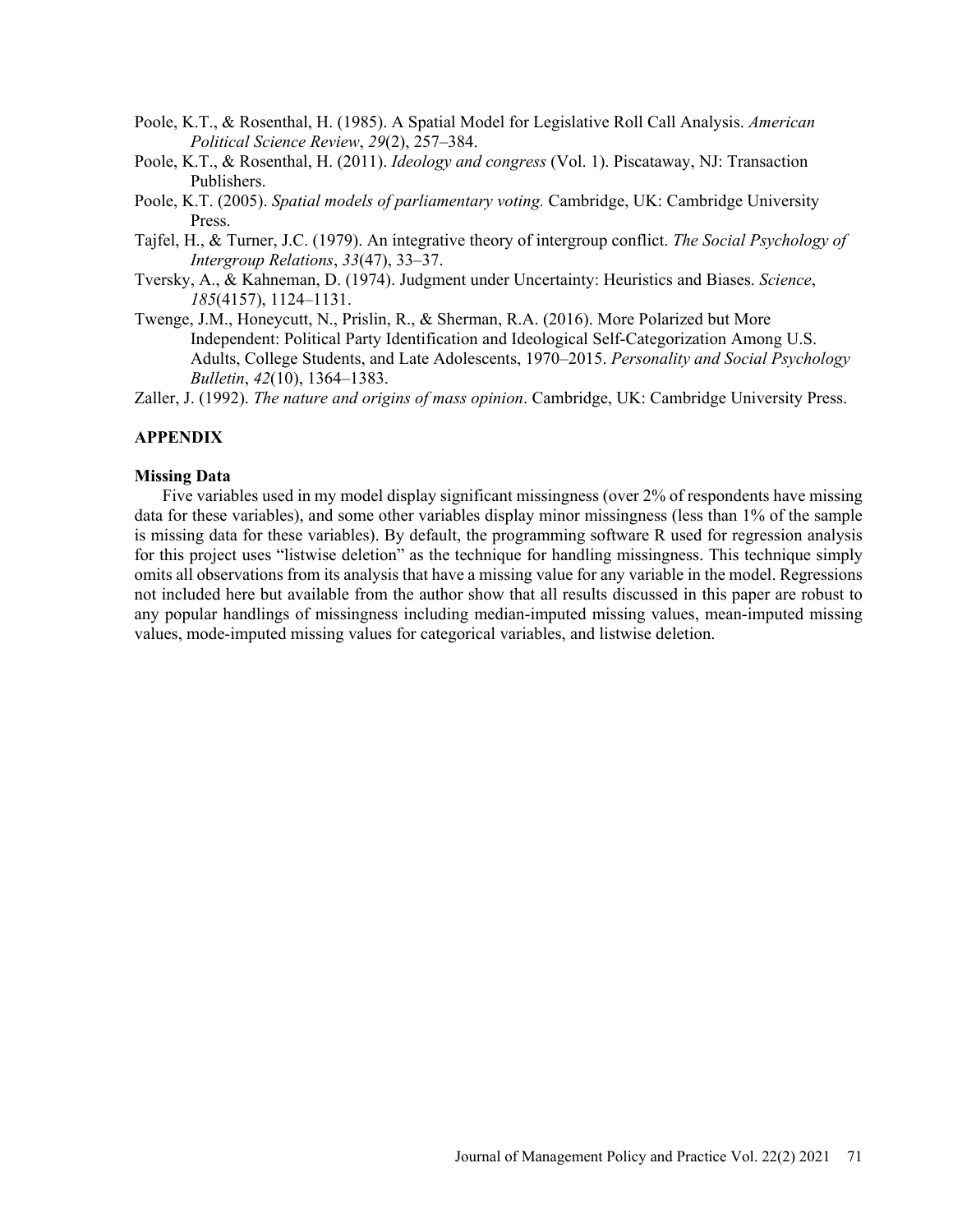Poole, K.T., & Rosenthal, H. (1985). A Spatial Model for Legislative Roll Call Analysis. *American Political Science Review*, *29*(2), 257–384.

Poole, K.T., & Rosenthal, H. (2011). *Ideology and congress* (Vol. 1). Piscataway, NJ: Transaction Publishers.

Poole, K.T. (2005). *Spatial models of parliamentary voting.* Cambridge, UK: Cambridge University Press.

Tajfel, H., & Turner, J.C. (1979). An integrative theory of intergroup conflict. *The Social Psychology of Intergroup Relations*, *33*(47), 33–37.

Tversky, A., & Kahneman, D. (1974). Judgment under Uncertainty: Heuristics and Biases. *Science*, *185*(4157), 1124–1131.

Twenge, J.M., Honeycutt, N., Prislin, R., & Sherman, R.A. (2016). More Polarized but More Independent: Political Party Identification and Ideological Self-Categorization Among U.S. Adults, College Students, and Late Adolescents, 1970–2015. *Personality and Social Psychology Bulletin*, *42*(10), 1364–1383.

Zaller, J. (1992). *The nature and origins of mass opinion*. Cambridge, UK: Cambridge University Press.

## APPENDIX

### Missing Data

Five variables used in my model display significant missingness (over 2% of respondents have missing data for these variables), and some other variables display minor missingness (less than 1% of the sample is missing data for these variables). By default, the programming software R used for regression analysis for this project uses "listwise deletion" as the technique for handling missingness. This technique simply omits all observations from its analysis that have a missing value for any variable in the model. Regressions not included here but available from the author show that all results discussed in this paper are robust to any popular handlings of missingness including median-imputed missing values, mean-imputed missing values, mode-imputed missing values for categorical variables, and listwise deletion.